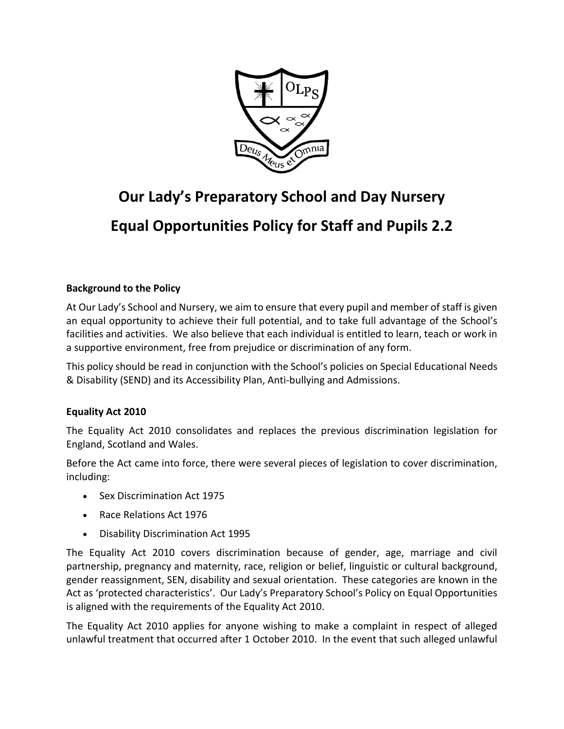# Our Lady's Preparatory School and Day Nursery

# Equal Opportunities Policy for Staff and Pupils 2.2

### Background to the Policy

At Our Lady's School and Nursery, we aim to ensure that every pupil and member of staff is given an equal opportunity to achieve their full potential, and to take full advantage of the School's facilities and activities. We also believe that each individual is entitled to learn, teach or work in a supportive environment, free from prejudice or discrimination of any form.

This policy should be read in conjunction with the School's policies on Special Educational Needs & Disability (SEND) and its Accessibility Plan, Anti-bullying and Admissions.

### Equality Act 2010

The Equality Act 2010 consolidates and replaces the previous discrimination legislation for England, Scotland and Wales.

Before the Act came into force, there were several pieces of legislation to cover discrimination, including:

- Sex Discrimination Act 1975
- Race Relations Act 1976
- Disability Discrimination Act 1995

The Equality Act 2010 covers discrimination because of gender, age, marriage and civil partnership, pregnancy and maternity, race, religion or belief, linguistic or cultural background, gender reassignment, SEN, disability and sexual orientation. These categories are known in the Act as 'protected characteristics'. Our Lady's Preparatory School's Policy on Equal Opportunities is aligned with the requirements of the Equality Act 2010.

The Equality Act 2010 applies for anyone wishing to make a complaint in respect of alleged unlawful treatment that occurred after 1 October 2010. In the event that such alleged unlawful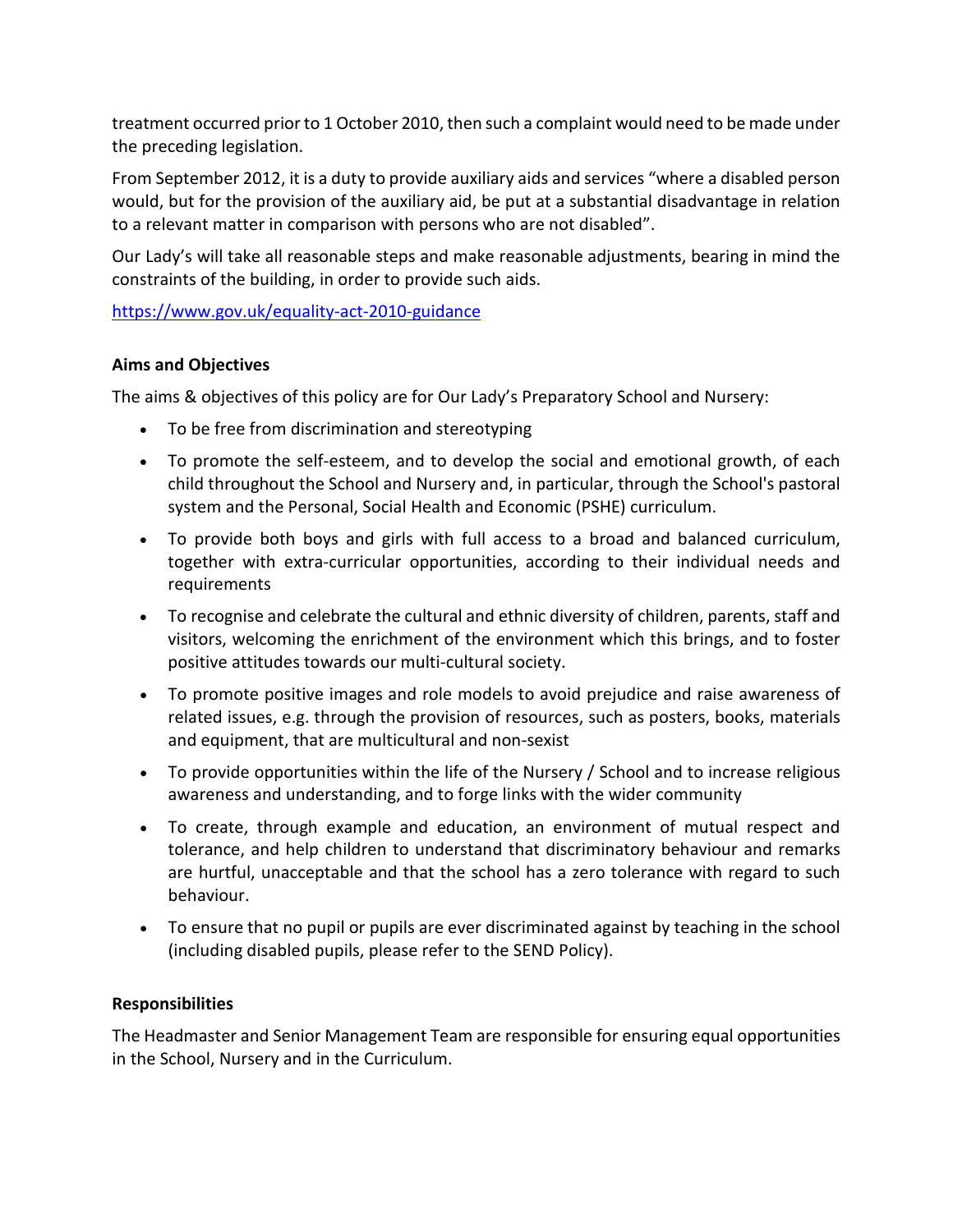treatment occurred prior to 1 October 2010, then such a complaint would need to be made under the preceding legislation.

From September 2012, it is a duty to provide auxiliary aids and services "where a disabled person would, but for the provision of the auxiliary aid, be put at a substantial disadvantage in relation to a relevant matter in comparison with persons who are not disabled".

Our Lady's will take all reasonable steps and make reasonable adjustments, bearing in mind the constraints of the building, in order to provide such aids.

[https://www.gov.uk/equality-act-2010-guidance](https://www.gov.uk/equality-act-2010-guidance)

**Aims and Objectives**

The aims & objectives of this policy are for Our Lady's Preparatory School and Nursery:

- To be free from discrimination and stereotyping
- To promote the self-esteem, and to develop the social and emotional growth, of each child throughout the School and Nursery and, in particular, through the School's pastoral system and the Personal, Social Health and Economic (PSHE) curriculum.
- To provide both boys and girls with full access to a broad and balanced curriculum, together with extra-curricular opportunities, according to their individual needs and requirements
- To recognise and celebrate the cultural and ethnic diversity of children, parents, staff and visitors, welcoming the enrichment of the environment which this brings, and to foster positive attitudes towards our multi-cultural society.
- To promote positive images and role models to avoid prejudice and raise awareness of related issues, e.g. through the provision of resources, such as posters, books, materials and equipment, that are multicultural and non-sexist
- To provide opportunities within the life of the Nursery / School and to increase religious awareness and understanding, and to forge links with the wider community
- To create, through example and education, an environment of mutual respect and tolerance, and help children to understand that discriminatory behaviour and remarks are hurtful, unacceptable and that the school has a zero tolerance with regard to such behaviour.
- To ensure that no pupil or pupils are ever discriminated against by teaching in the school (including disabled pupils, please refer to the SEND Policy).

**Responsibilities**

The Headmaster and Senior Management Team are responsible for ensuring equal opportunities in the School, Nursery and in the Curriculum.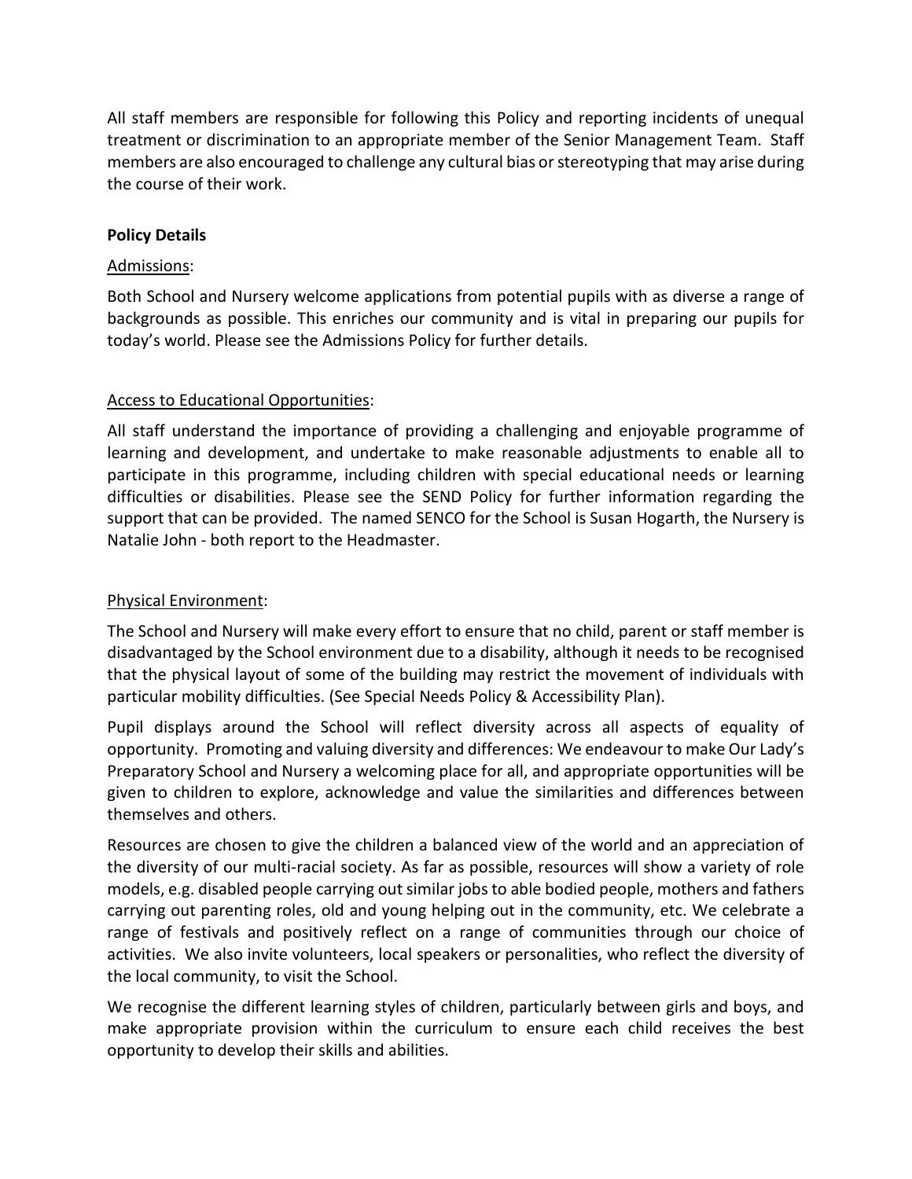All staff members are responsible for following this Policy and reporting incidents of unequal treatment or discrimination to an appropriate member of the Senior Management Team. Staff members are also encouraged to challenge any cultural bias or stereotyping that may arise during the course of their work.

**Policy Details**

Admissions:

Both School and Nursery welcome applications from potential pupils with as diverse a range of backgrounds as possible. This enriches our community and is vital in preparing our pupils for today's world. Please see the Admissions Policy for further details.

Access to Educational Opportunities:

All staff understand the importance of providing a challenging and enjoyable programme of learning and development, and undertake to make reasonable adjustments to enable all to participate in this programme, including children with special educational needs or learning difficulties or disabilities. Please see the SEND Policy for further information regarding the support that can be provided. The named SENCO for the School is Susan Hogarth, the Nursery is Natalie John - both report to the Headmaster.

Physical Environment:

The School and Nursery will make every effort to ensure that no child, parent or staff member is disadvantaged by the School environment due to a disability, although it needs to be recognised that the physical layout of some of the building may restrict the movement of individuals with particular mobility difficulties. (See Special Needs Policy & Accessibility Plan).

Pupil displays around the School will reflect diversity across all aspects of equality of opportunity. Promoting and valuing diversity and differences: We endeavour to make Our Lady's Preparatory School and Nursery a welcoming place for all, and appropriate opportunities will be given to children to explore, acknowledge and value the similarities and differences between themselves and others.

Resources are chosen to give the children a balanced view of the world and an appreciation of the diversity of our multi-racial society. As far as possible, resources will show a variety of role models, e.g. disabled people carrying out similar jobs to able bodied people, mothers and fathers carrying out parenting roles, old and young helping out in the community, etc. We celebrate a range of festivals and positively reflect on a range of communities through our choice of activities. We also invite volunteers, local speakers or personalities, who reflect the diversity of the local community, to visit the School.

We recognise the different learning styles of children, particularly between girls and boys, and make appropriate provision within the curriculum to ensure each child receives the best opportunity to develop their skills and abilities.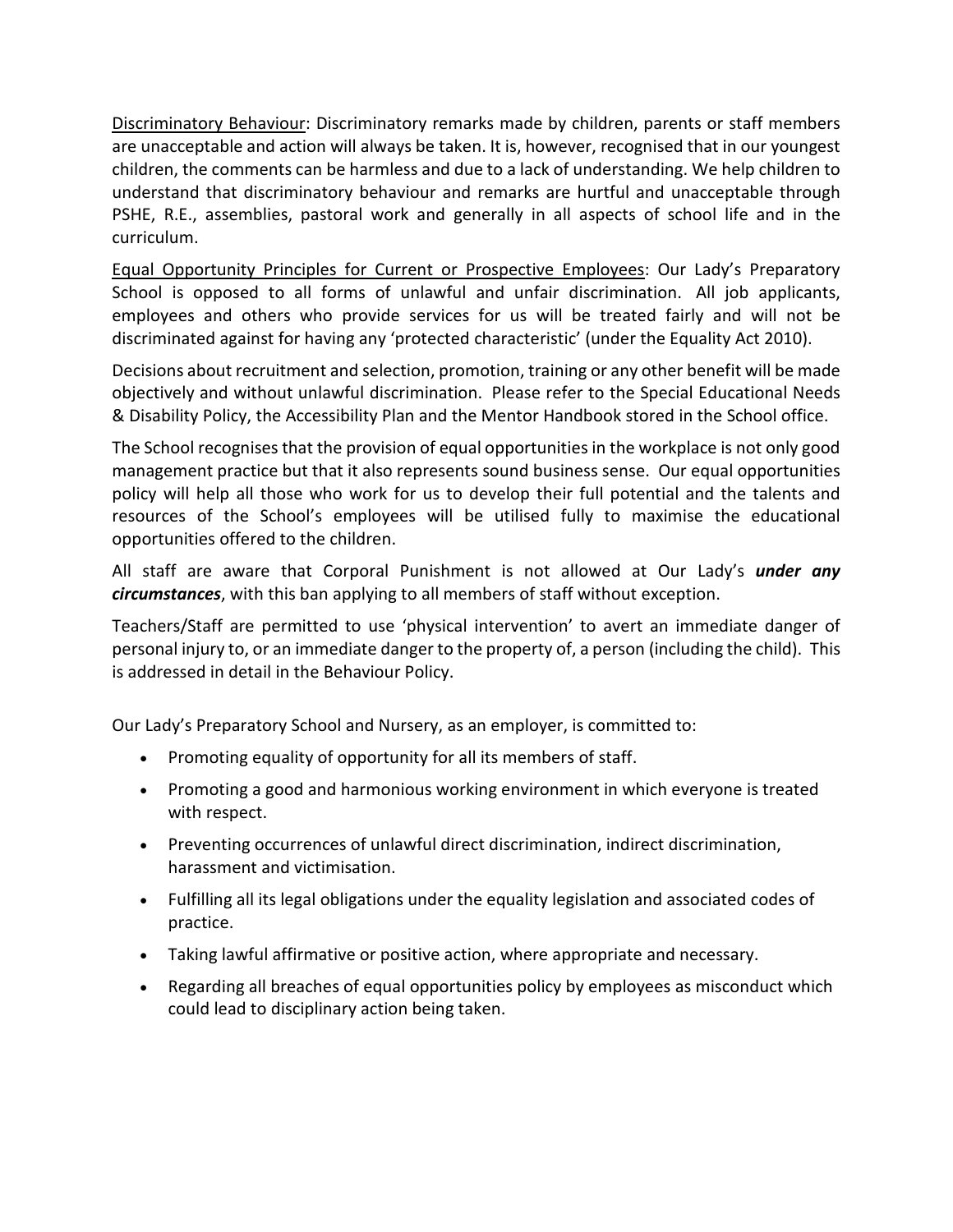<u>Discriminatory Behaviour</u>: Discriminatory remarks made by children, parents or staff members are unacceptable and action will always be taken. It is, however, recognised that in our youngest children, the comments can be harmless and due to a lack of understanding. We help children to understand that discriminatory behaviour and remarks are hurtful and unacceptable through PSHE, R.E., assemblies, pastoral work and generally in all aspects of school life and in the curriculum.

<u>Equal Opportunity Principles for Current or Prospective Employees</u>: Our Lady's Preparatory School is opposed to all forms of unlawful and unfair discrimination. All job applicants, employees and others who provide services for us will be treated fairly and will not be discriminated against for having any 'protected characteristic' (under the Equality Act 2010).

Decisions about recruitment and selection, promotion, training or any other benefit will be made objectively and without unlawful discrimination. Please refer to the Special Educational Needs & Disability Policy, the Accessibility Plan and the Mentor Handbook stored in the School office.

The School recognises that the provision of equal opportunities in the workplace is not only good management practice but that it also represents sound business sense. Our equal opportunities policy will help all those who work for us to develop their full potential and the talents and resources of the School's employees will be utilised fully to maximise the educational opportunities offered to the children.

All staff are aware that Corporal Punishment is not allowed at Our Lady's ***under any circumstances***, with this ban applying to all members of staff without exception.

Teachers/Staff are permitted to use 'physical intervention' to avert an immediate danger of personal injury to, or an immediate danger to the property of, a person (including the child). This is addressed in detail in the Behaviour Policy.

Our Lady's Preparatory School and Nursery, as an employer, is committed to:

- Promoting equality of opportunity for all its members of staff.
- Promoting a good and harmonious working environment in which everyone is treated with respect.
- Preventing occurrences of unlawful direct discrimination, indirect discrimination, harassment and victimisation.
- Fulfilling all its legal obligations under the equality legislation and associated codes of practice.
- Taking lawful affirmative or positive action, where appropriate and necessary.
- Regarding all breaches of equal opportunities policy by employees as misconduct which could lead to disciplinary action being taken.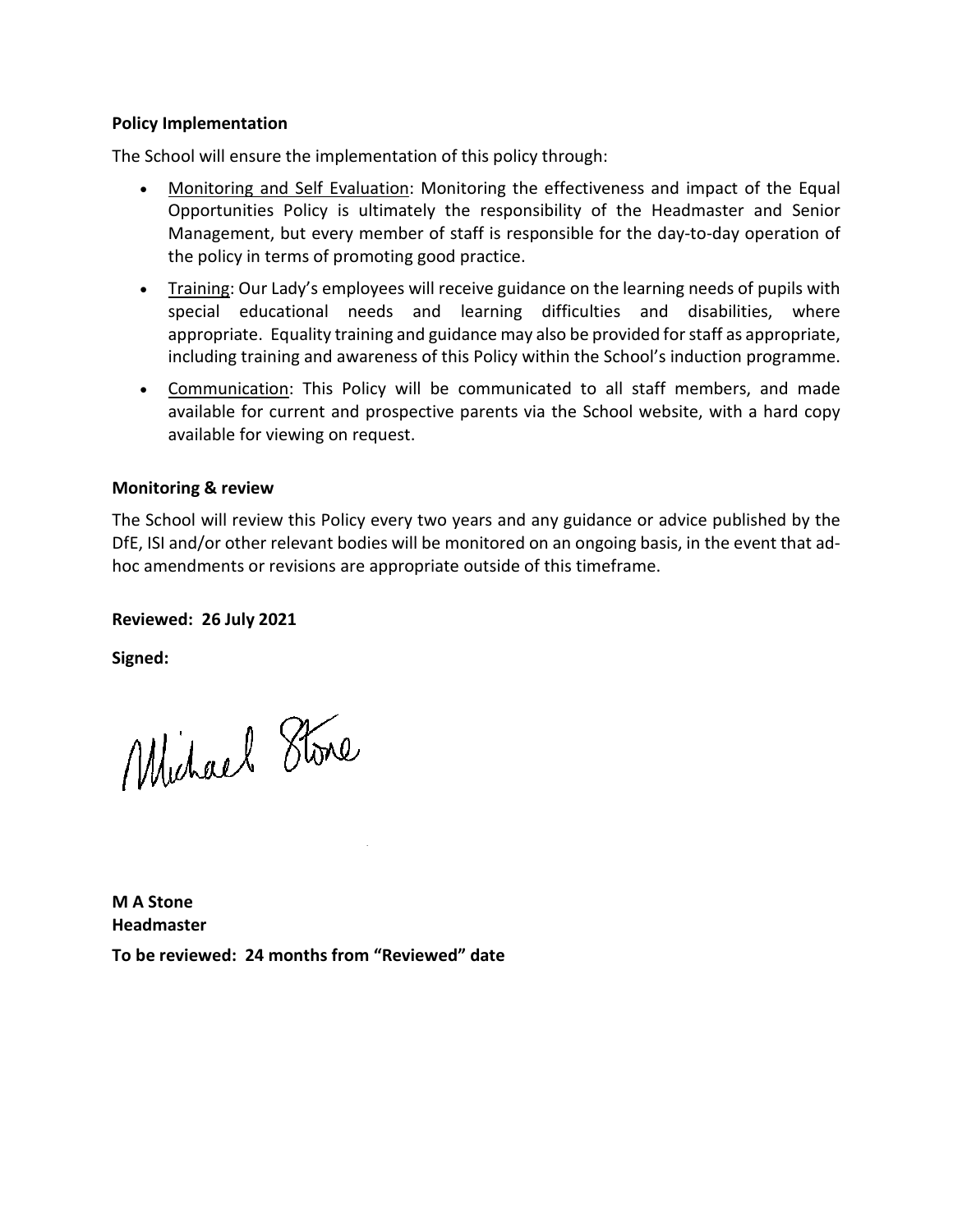**Policy Implementation**

The School will ensure the implementation of this policy through:

- Monitoring and Self Evaluation: Monitoring the effectiveness and impact of the Equal Opportunities Policy is ultimately the responsibility of the Headmaster and Senior Management, but every member of staff is responsible for the day-to-day operation of the policy in terms of promoting good practice.
- Training: Our Lady's employees will receive guidance on the learning needs of pupils with special educational needs and learning difficulties and disabilities, where appropriate. Equality training and guidance may also be provided for staff as appropriate, including training and awareness of this Policy within the School's induction programme.
- Communication: This Policy will be communicated to all staff members, and made available for current and prospective parents via the School website, with a hard copy available for viewing on request.

**Monitoring & review**

The School will review this Policy every two years and any guidance or advice published by the DfE, ISI and/or other relevant bodies will be monitored on an ongoing basis, in the event that ad-hoc amendments or revisions are appropriate outside of this timeframe.

**Reviewed: 26 July 2021**

**Signed:**

Michael Stone

**M A Stone**
**Headmaster**

**To be reviewed: 24 months from "Reviewed" date**